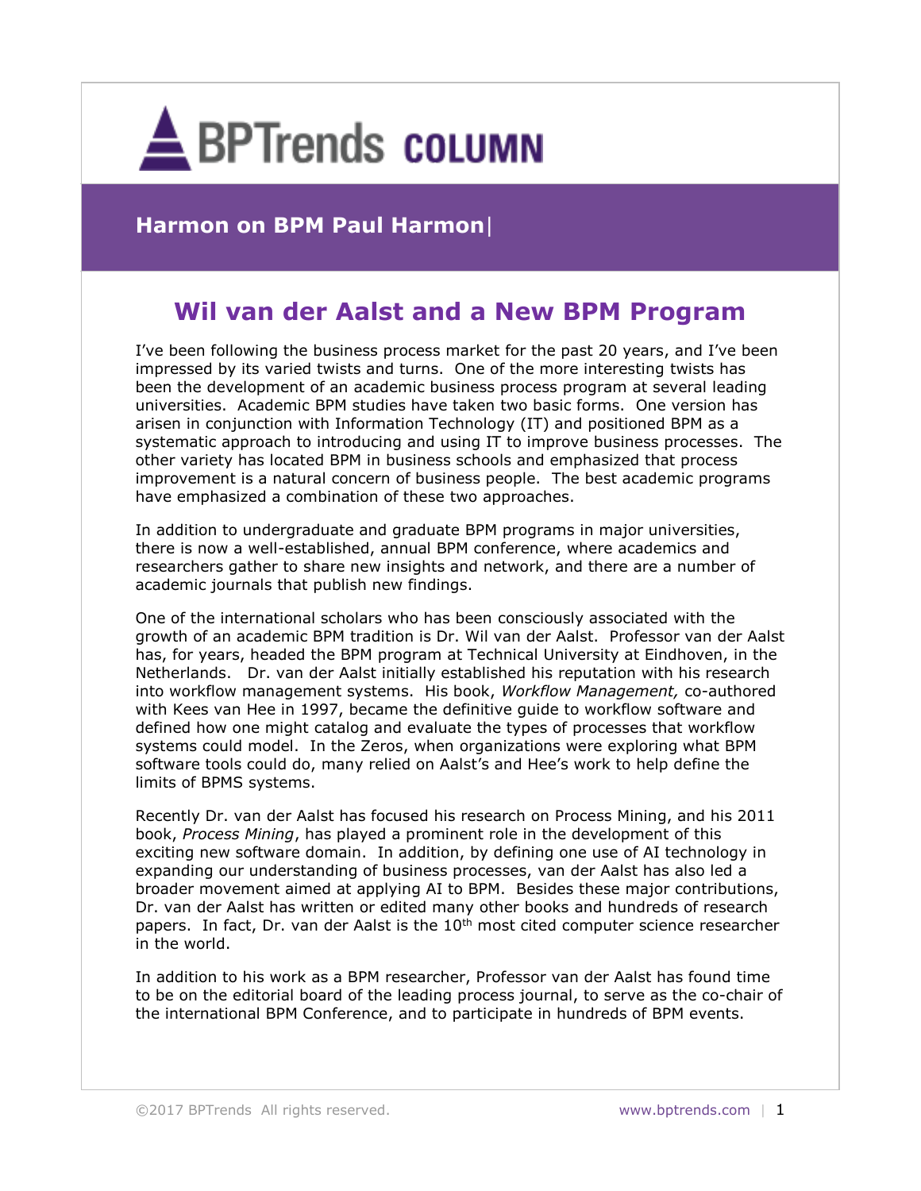# BPTrends COLUMN

## Harmon on BPM Paul Harmon|

# Wil van der Aalst and a New BPM Program

I've been following the business process market for the past 20 years, and I've been impressed by its varied twists and turns. One of the more interesting twists has been the development of an academic business process program at several leading universities. Academic BPM studies have taken two basic forms. One version has arisen in conjunction with Information Technology (IT) and positioned BPM as a systematic approach to introducing and using IT to improve business processes. The other variety has located BPM in business schools and emphasized that process improvement is a natural concern of business people. The best academic programs have emphasized a combination of these two approaches.

In addition to undergraduate and graduate BPM programs in major universities, there is now a well-established, annual BPM conference, where academics and researchers gather to share new insights and network, and there are a number of academic journals that publish new findings.

One of the international scholars who has been consciously associated with the growth of an academic BPM tradition is Dr. Wil van der Aalst. Professor van der Aalst has, for years, headed the BPM program at Technical University at Eindhoven, in the Netherlands. Dr. van der Aalst initially established his reputation with his research into workflow management systems. His book, *Workflow Management,* co-authored with Kees van Hee in 1997, became the definitive guide to workflow software and defined how one might catalog and evaluate the types of processes that workflow systems could model. In the Zeros, when organizations were exploring what BPM software tools could do, many relied on Aalst's and Hee's work to help define the limits of BPMS systems.

Recently Dr. van der Aalst has focused his research on Process Mining, and his 2011 book, *Process Mining*, has played a prominent role in the development of this exciting new software domain. In addition, by defining one use of AI technology in expanding our understanding of business processes, van der Aalst has also led a broader movement aimed at applying AI to BPM. Besides these major contributions, Dr. van der Aalst has written or edited many other books and hundreds of research papers. In fact, Dr. van der Aalst is the 10th most cited computer science researcher in the world.

In addition to his work as a BPM researcher, Professor van der Aalst has found time to be on the editorial board of the leading process journal, to serve as the co-chair of the international BPM Conference, and to participate in hundreds of BPM events.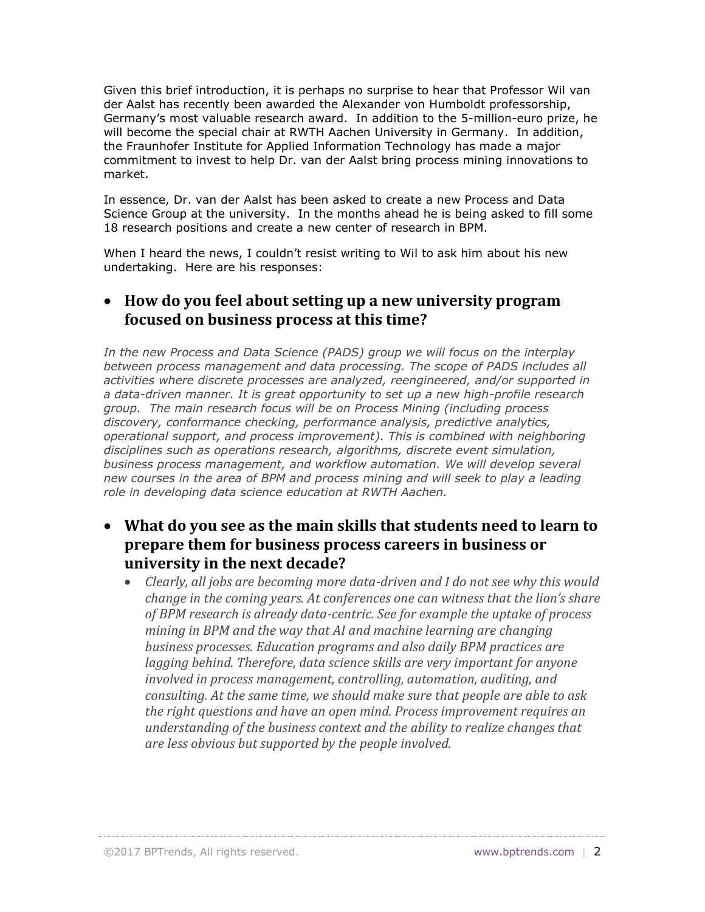Given this brief introduction, it is perhaps no surprise to hear that Professor Wil van der Aalst has recently been awarded the Alexander von Humboldt professorship, Germany's most valuable research award. In addition to the 5-million-euro prize, he will become the special chair at RWTH Aachen University in Germany. In addition, the Fraunhofer Institute for Applied Information Technology has made a major commitment to invest to help Dr. van der Aalst bring process mining innovations to market.

In essence, Dr. van der Aalst has been asked to create a new Process and Data Science Group at the university. In the months ahead he is being asked to fill some 18 research positions and create a new center of research in BPM.

When I heard the news, I couldn't resist writing to Wil to ask him about his new undertaking. Here are his responses:

- **How do you feel about setting up a new university program focused on business process at this time?**

*In the new Process and Data Science (PADS) group we will focus on the interplay between process management and data processing. The scope of PADS includes all activities where discrete processes are analyzed, reengineered, and/or supported in a data-driven manner. It is great opportunity to set up a new high-profile research group. The main research focus will be on Process Mining (including process discovery, conformance checking, performance analysis, predictive analytics, operational support, and process improvement). This is combined with neighboring disciplines such as operations research, algorithms, discrete event simulation, business process management, and workflow automation. We will develop several new courses in the area of BPM and process mining and will seek to play a leading role in developing data science education at RWTH Aachen.*

- **What do you see as the main skills that students need to learn to prepare them for business process careers in business or university in the next decade?**
  - *Clearly, all jobs are becoming more data-driven and I do not see why this would change in the coming years. At conferences one can witness that the lion's share of BPM research is already data-centric. See for example the uptake of process mining in BPM and the way that AI and machine learning are changing business processes. Education programs and also daily BPM practices are lagging behind. Therefore, data science skills are very important for anyone involved in process management, controlling, automation, auditing, and consulting. At the same time, we should make sure that people are able to ask the right questions and have an open mind. Process improvement requires an understanding of the business context and the ability to realize changes that are less obvious but supported by the people involved.*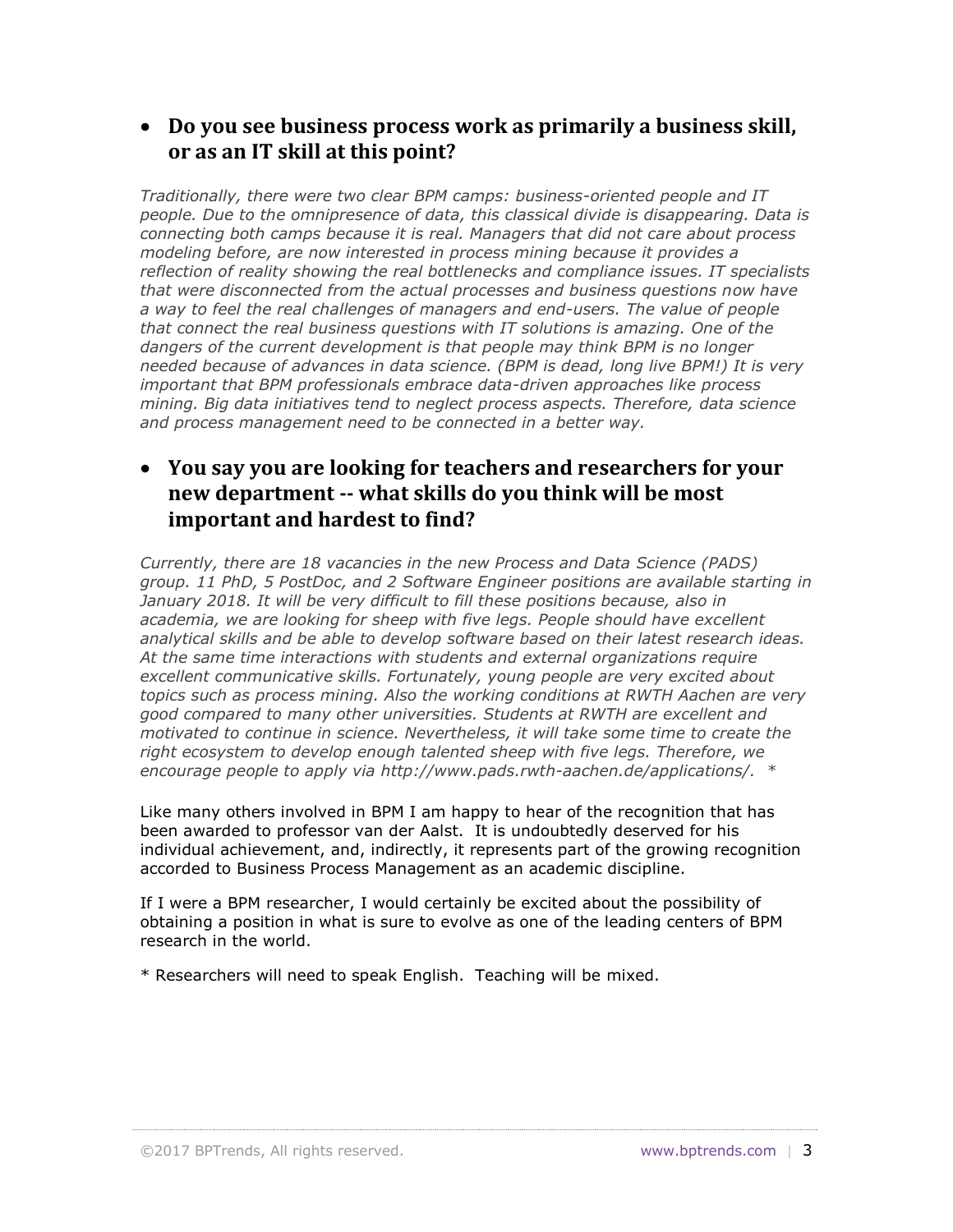- **Do you see business process work as primarily a business skill, or as an IT skill at this point?**

*Traditionally, there were two clear BPM camps: business-oriented people and IT people. Due to the omnipresence of data, this classical divide is disappearing. Data is connecting both camps because it is real. Managers that did not care about process modeling before, are now interested in process mining because it provides a reflection of reality showing the real bottlenecks and compliance issues. IT specialists that were disconnected from the actual processes and business questions now have a way to feel the real challenges of managers and end-users. The value of people that connect the real business questions with IT solutions is amazing. One of the dangers of the current development is that people may think BPM is no longer needed because of advances in data science. (BPM is dead, long live BPM!) It is very important that BPM professionals embrace data-driven approaches like process mining. Big data initiatives tend to neglect process aspects. Therefore, data science and process management need to be connected in a better way.*

- **You say you are looking for teachers and researchers for your new department -- what skills do you think will be most important and hardest to find?**

*Currently, there are 18 vacancies in the new Process and Data Science (PADS) group. 11 PhD, 5 PostDoc, and 2 Software Engineer positions are available starting in January 2018. It will be very difficult to fill these positions because, also in academia, we are looking for sheep with five legs. People should have excellent analytical skills and be able to develop software based on their latest research ideas. At the same time interactions with students and external organizations require excellent communicative skills. Fortunately, young people are very excited about topics such as process mining. Also the working conditions at RWTH Aachen are very good compared to many other universities. Students at RWTH are excellent and motivated to continue in science. Nevertheless, it will take some time to create the right ecosystem to develop enough talented sheep with five legs. Therefore, we encourage people to apply via http://www.pads.rwth-aachen.de/applications/.* *

Like many others involved in BPM I am happy to hear of the recognition that has been awarded to professor van der Aalst. It is undoubtedly deserved for his individual achievement, and, indirectly, it represents part of the growing recognition accorded to Business Process Management as an academic discipline.

If I were a BPM researcher, I would certainly be excited about the possibility of obtaining a position in what is sure to evolve as one of the leading centers of BPM research in the world.

* Researchers will need to speak English. Teaching will be mixed.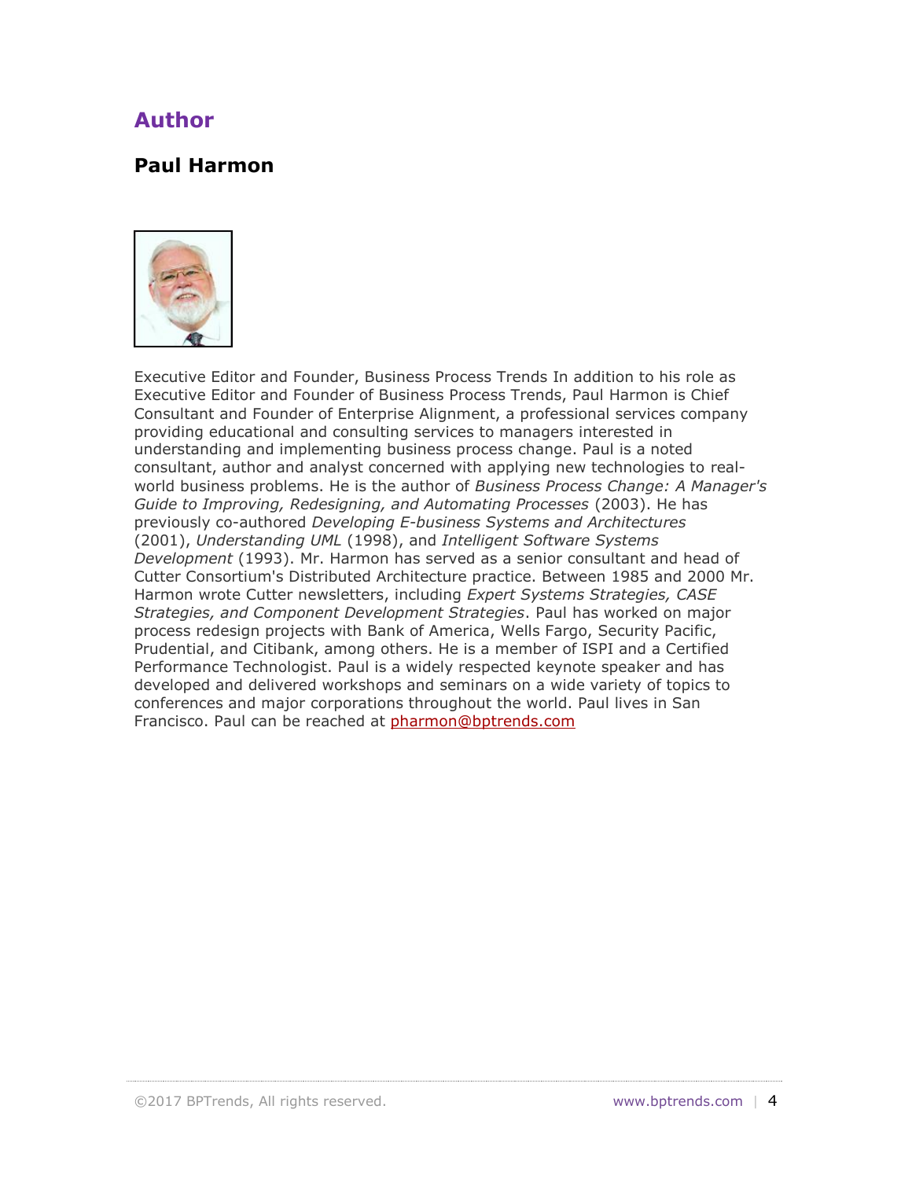## Author

### Paul Harmon

Executive Editor and Founder, Business Process Trends In addition to his role as Executive Editor and Founder of Business Process Trends, Paul Harmon is Chief Consultant and Founder of Enterprise Alignment, a professional services company providing educational and consulting services to managers interested in understanding and implementing business process change. Paul is a noted consultant, author and analyst concerned with applying new technologies to real-world business problems. He is the author of *Business Process Change: A Manager's Guide to Improving, Redesigning, and Automating Processes* (2003). He has previously co-authored *Developing E-business Systems and Architectures* (2001), *Understanding UML* (1998), and *Intelligent Software Systems Development* (1993). Mr. Harmon has served as a senior consultant and head of Cutter Consortium's Distributed Architecture practice. Between 1985 and 2000 Mr. Harmon wrote Cutter newsletters, including *Expert Systems Strategies, CASE Strategies, and Component Development Strategies*. Paul has worked on major process redesign projects with Bank of America, Wells Fargo, Security Pacific, Prudential, and Citibank, among others. He is a member of ISPI and a Certified Performance Technologist. Paul is a widely respected keynote speaker and has developed and delivered workshops and seminars on a wide variety of topics to conferences and major corporations throughout the world. Paul lives in San Francisco. Paul can be reached at pharmon@bptrends.com